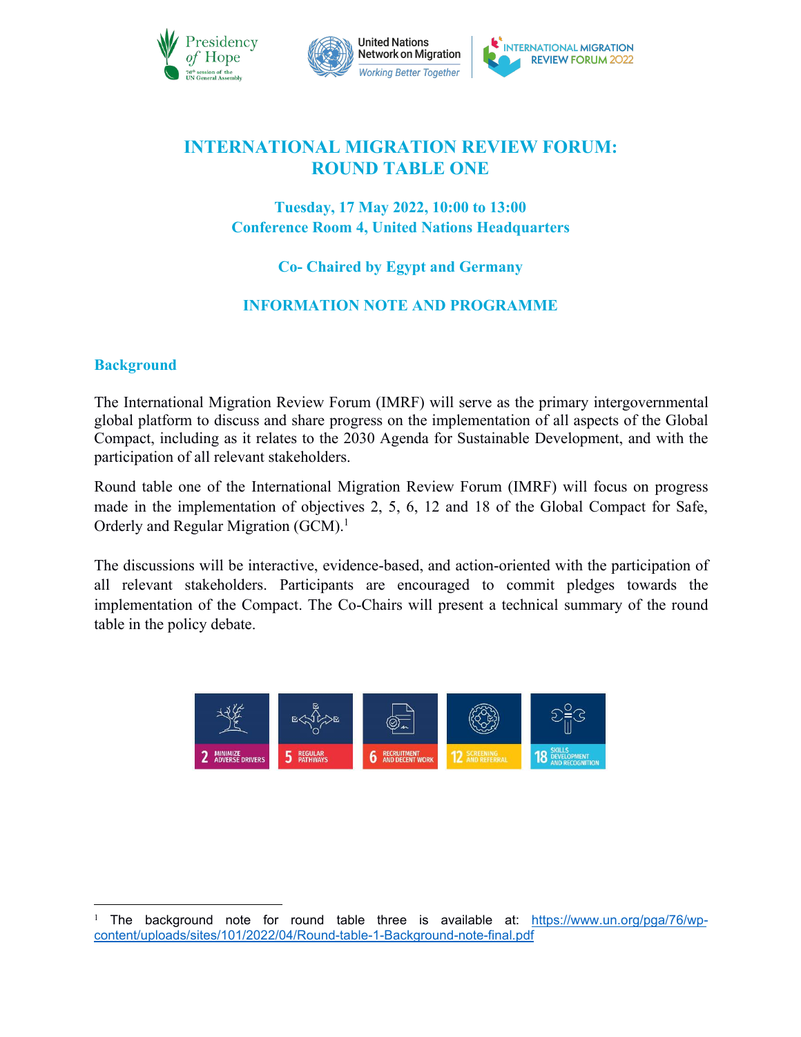# INTERNATIONAL MIGRATION REVIEW FORUM: ROUND TABLE ONE

**Tuesday, 17 May 2022, 10:00 to 13:00**
**Conference Room 4, United Nations Headquarters**

**Co- Chaired by Egypt and Germany**

**INFORMATION NOTE AND PROGRAMME**

## Background

The International Migration Review Forum (IMRF) will serve as the primary intergovernmental global platform to discuss and share progress on the implementation of all aspects of the Global Compact, including as it relates to the 2030 Agenda for Sustainable Development, and with the participation of all relevant stakeholders.

Round table one of the International Migration Review Forum (IMRF) will focus on progress made in the implementation of objectives 2, 5, 6, 12 and 18 of the Global Compact for Safe, Orderly and Regular Migration (GCM).[1]

The discussions will be interactive, evidence-based, and action-oriented with the participation of all relevant stakeholders. Participants are encouraged to commit pledges towards the implementation of the Compact. The Co-Chairs will present a technical summary of the round table in the policy debate.

2 MINIMIZE ADVERSE DRIVERS | 5 REGULAR PATHWAYS | 6 RECRUITMENT AND DECENT WORK | 12 SCREENING AND REFERRAL | 18 SKILLS DEVELOPMENT AND RECOGNITION

---

[1] The background note for round table three is available at: https://www.un.org/pga/76/wp-content/uploads/sites/101/2022/04/Round-table-1-Background-note-final.pdf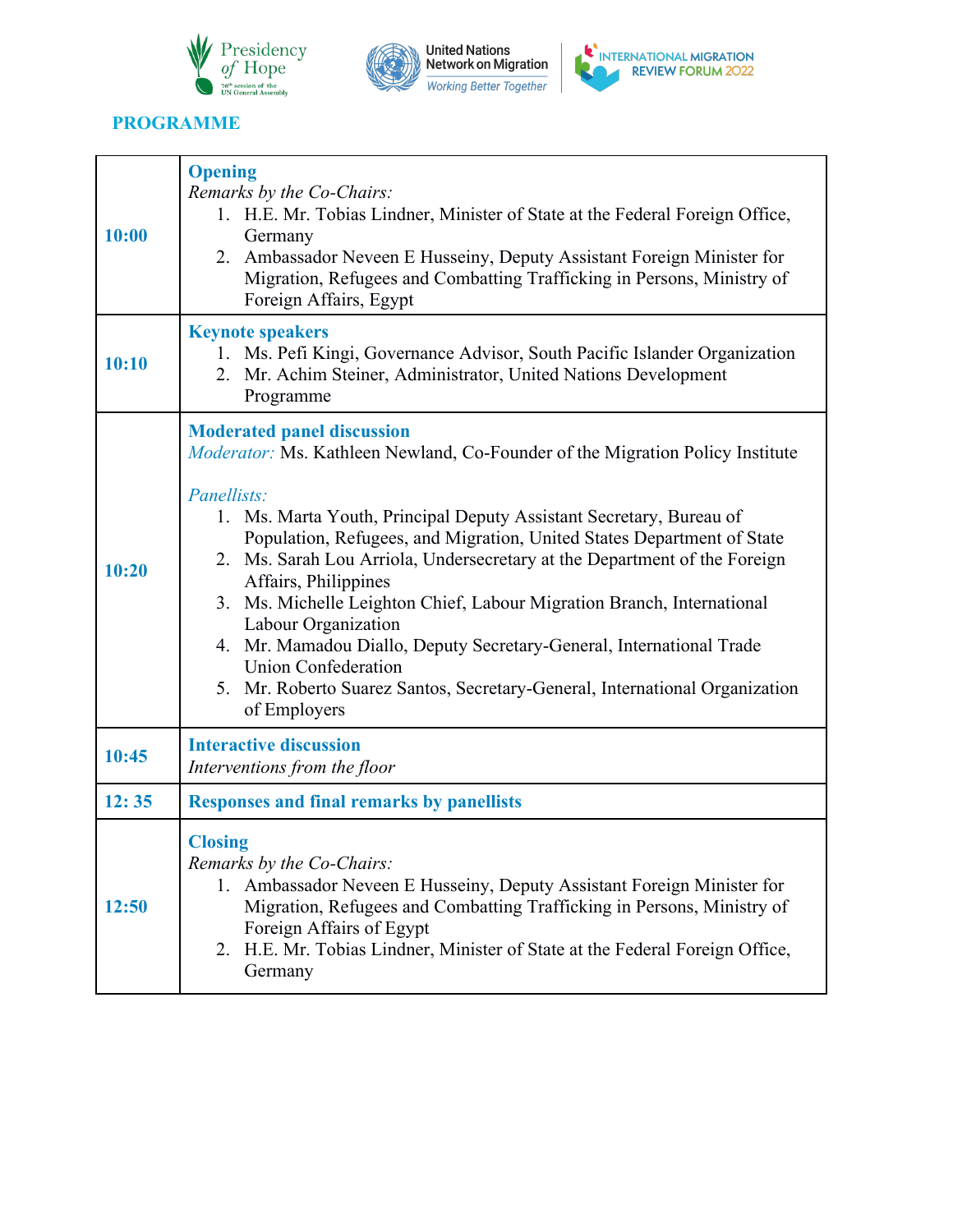## PROGRAMME

| | |
|---|---|
| **10:00** | **Opening**<br>*Remarks by the Co-Chairs:*<br>1. H.E. Mr. Tobias Lindner, Minister of State at the Federal Foreign Office, Germany<br>2. Ambassador Neveen E Husseiny, Deputy Assistant Foreign Minister for Migration, Refugees and Combatting Trafficking in Persons, Ministry of Foreign Affairs, Egypt |
| **10:10** | **Keynote speakers**<br>1. Ms. Pefi Kingi, Governance Advisor, South Pacific Islander Organization<br>2. Mr. Achim Steiner, Administrator, United Nations Development Programme |
| **10:20** | **Moderated panel discussion**<br>*Moderator:* Ms. Kathleen Newland, Co-Founder of the Migration Policy Institute<br><br>*Panellists:*<br>1. Ms. Marta Youth, Principal Deputy Assistant Secretary, Bureau of Population, Refugees, and Migration, United States Department of State<br>2. Ms. Sarah Lou Arriola, Undersecretary at the Department of the Foreign Affairs, Philippines<br>3. Ms. Michelle Leighton Chief, Labour Migration Branch, International Labour Organization<br>4. Mr. Mamadou Diallo, Deputy Secretary-General, International Trade Union Confederation<br>5. Mr. Roberto Suarez Santos, Secretary-General, International Organization of Employers |
| **10:45** | **Interactive discussion**<br>*Interventions from the floor* |
| **12: 35** | **Responses and final remarks by panellists** |
| **12:50** | **Closing**<br>*Remarks by the Co-Chairs:*<br>1. Ambassador Neveen E Husseiny, Deputy Assistant Foreign Minister for Migration, Refugees and Combatting Trafficking in Persons, Ministry of Foreign Affairs of Egypt<br>2. H.E. Mr. Tobias Lindner, Minister of State at the Federal Foreign Office, Germany |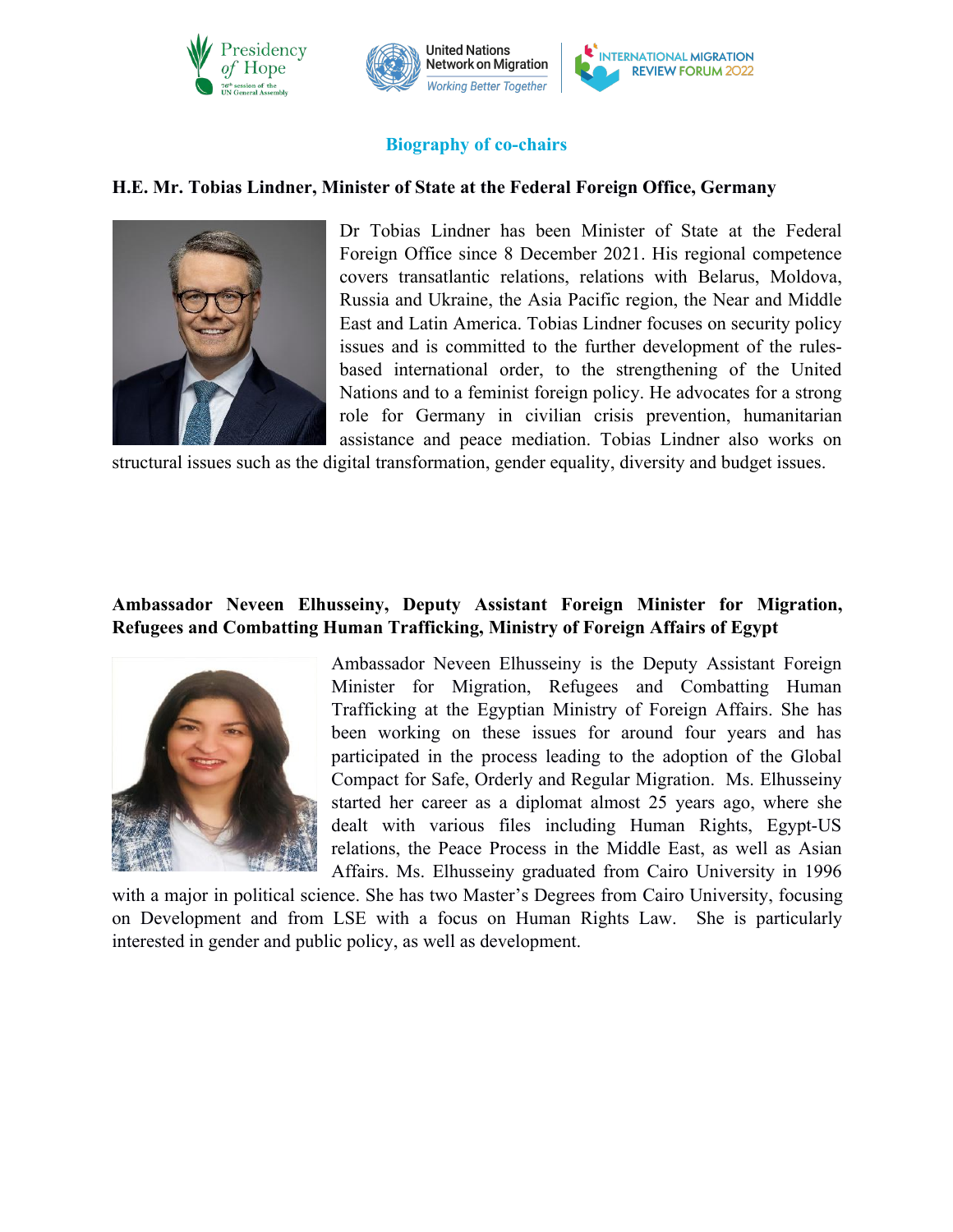## Biography of co-chairs

**H.E. Mr. Tobias Lindner, Minister of State at the Federal Foreign Office, Germany**

Dr Tobias Lindner has been Minister of State at the Federal Foreign Office since 8 December 2021. His regional competence covers transatlantic relations, relations with Belarus, Moldova, Russia and Ukraine, the Asia Pacific region, the Near and Middle East and Latin America. Tobias Lindner focuses on security policy issues and is committed to the further development of the rules-based international order, to the strengthening of the United Nations and to a feminist foreign policy. He advocates for a strong role for Germany in civilian crisis prevention, humanitarian assistance and peace mediation. Tobias Lindner also works on structural issues such as the digital transformation, gender equality, diversity and budget issues.

**Ambassador Neveen Elhusseiny, Deputy Assistant Foreign Minister for Migration, Refugees and Combatting Human Trafficking, Ministry of Foreign Affairs of Egypt**

Ambassador Neveen Elhusseiny is the Deputy Assistant Foreign Minister for Migration, Refugees and Combatting Human Trafficking at the Egyptian Ministry of Foreign Affairs. She has been working on these issues for around four years and has participated in the process leading to the adoption of the Global Compact for Safe, Orderly and Regular Migration. Ms. Elhusseiny started her career as a diplomat almost 25 years ago, where she dealt with various files including Human Rights, Egypt-US relations, the Peace Process in the Middle East, as well as Asian Affairs. Ms. Elhusseiny graduated from Cairo University in 1996 with a major in political science. She has two Master's Degrees from Cairo University, focusing on Development and from LSE with a focus on Human Rights Law. She is particularly interested in gender and public policy, as well as development.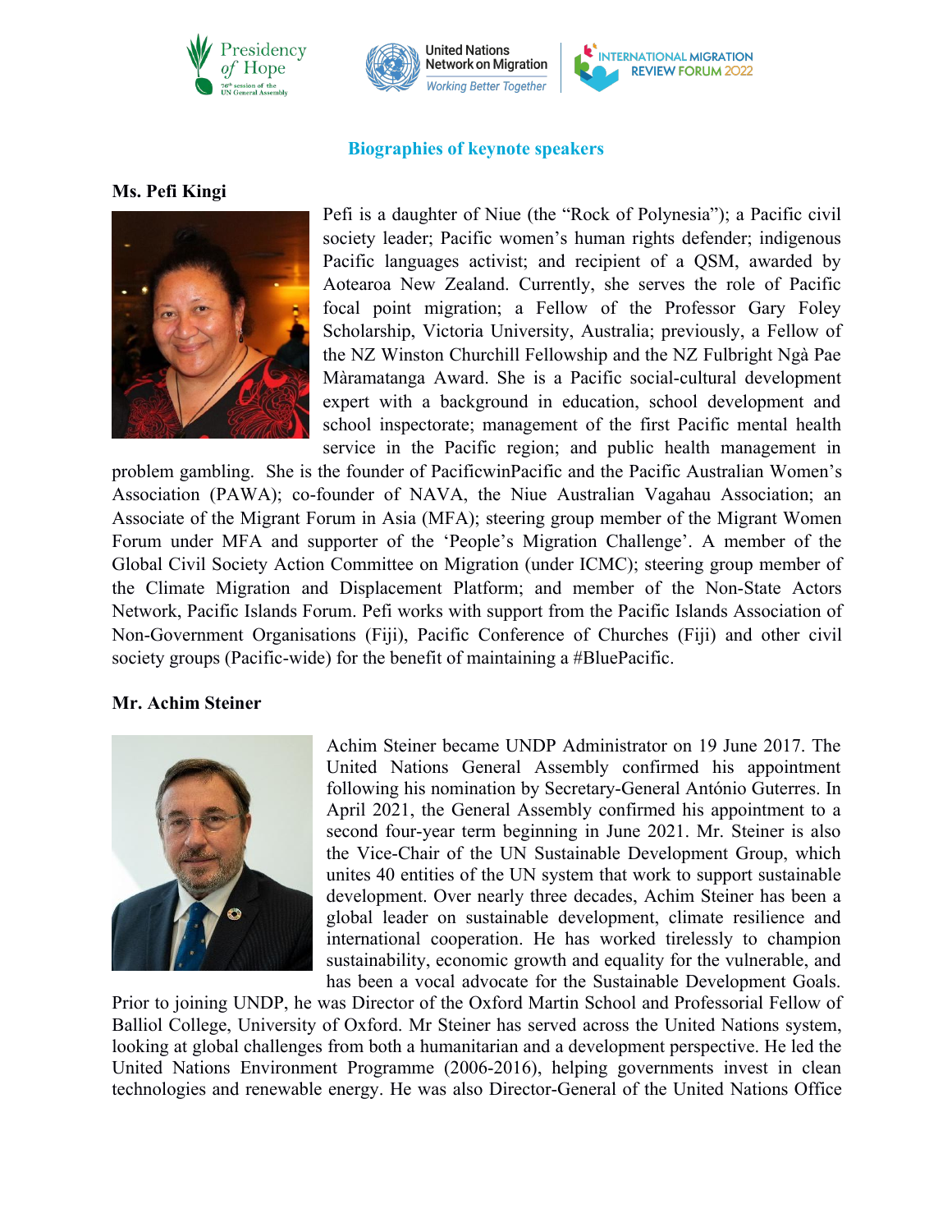## Biographies of keynote speakers

**Ms. Pefi Kingi**

Pefi is a daughter of Niue (the "Rock of Polynesia"); a Pacific civil society leader; Pacific women's human rights defender; indigenous Pacific languages activist; and recipient of a QSM, awarded by Aotearoa New Zealand. Currently, she serves the role of Pacific focal point migration; a Fellow of the Professor Gary Foley Scholarship, Victoria University, Australia; previously, a Fellow of the NZ Winston Churchill Fellowship and the NZ Fulbright Ngà Pae Màramatanga Award. She is a Pacific social-cultural development expert with a background in education, school development and school inspectorate; management of the first Pacific mental health service in the Pacific region; and public health management in problem gambling. She is the founder of PacificwinPacific and the Pacific Australian Women's Association (PAWA); co-founder of NAVA, the Niue Australian Vagahau Association; an Associate of the Migrant Forum in Asia (MFA); steering group member of the Migrant Women Forum under MFA and supporter of the 'People's Migration Challenge'. A member of the Global Civil Society Action Committee on Migration (under ICMC); steering group member of the Climate Migration and Displacement Platform; and member of the Non-State Actors Network, Pacific Islands Forum. Pefi works with support from the Pacific Islands Association of Non-Government Organisations (Fiji), Pacific Conference of Churches (Fiji) and other civil society groups (Pacific-wide) for the benefit of maintaining a #BluePacific.

**Mr. Achim Steiner**

Achim Steiner became UNDP Administrator on 19 June 2017. The United Nations General Assembly confirmed his appointment following his nomination by Secretary-General António Guterres. In April 2021, the General Assembly confirmed his appointment to a second four-year term beginning in June 2021. Mr. Steiner is also the Vice-Chair of the UN Sustainable Development Group, which unites 40 entities of the UN system that work to support sustainable development. Over nearly three decades, Achim Steiner has been a global leader on sustainable development, climate resilience and international cooperation. He has worked tirelessly to champion sustainability, economic growth and equality for the vulnerable, and has been a vocal advocate for the Sustainable Development Goals. Prior to joining UNDP, he was Director of the Oxford Martin School and Professorial Fellow of Balliol College, University of Oxford. Mr Steiner has served across the United Nations system, looking at global challenges from both a humanitarian and a development perspective. He led the United Nations Environment Programme (2006-2016), helping governments invest in clean technologies and renewable energy. He was also Director-General of the United Nations Office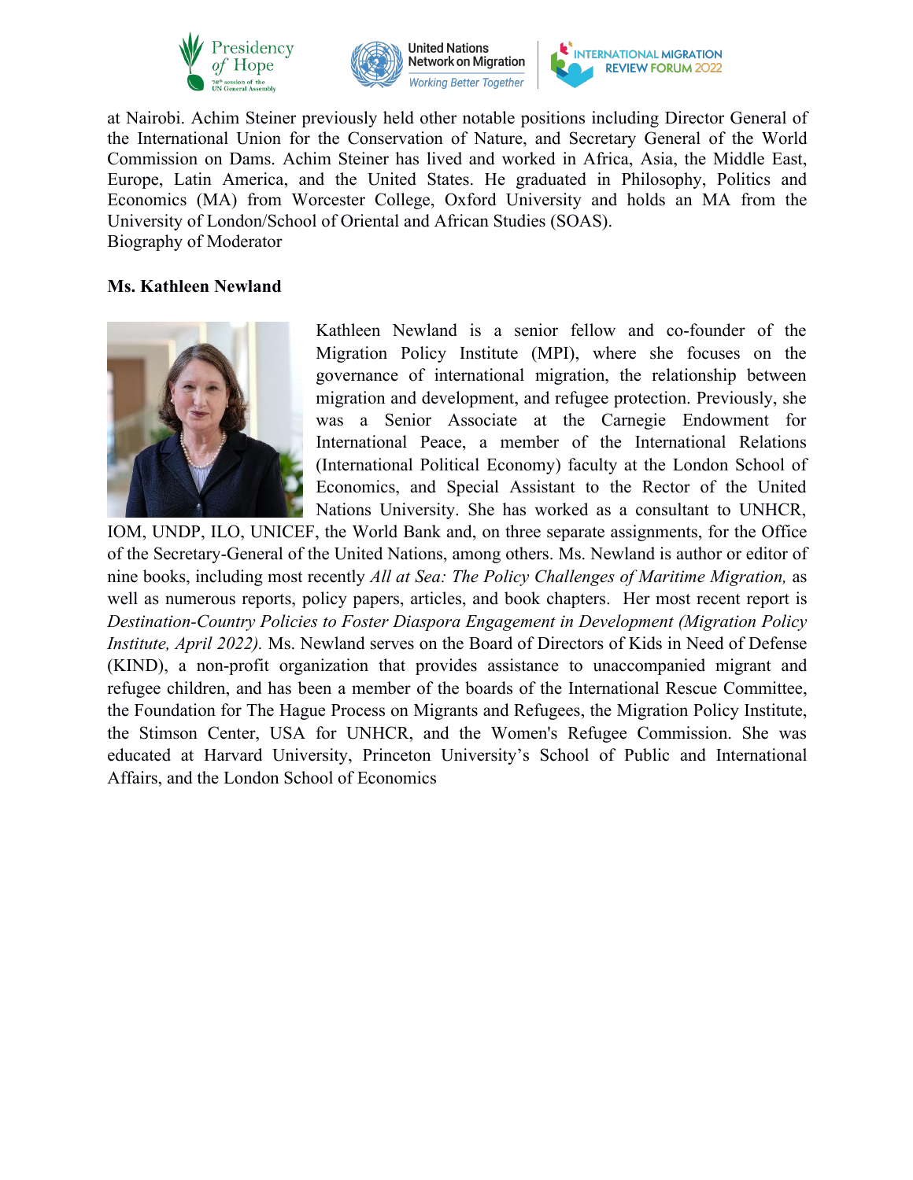at Nairobi. Achim Steiner previously held other notable positions including Director General of the International Union for the Conservation of Nature, and Secretary General of the World Commission on Dams. Achim Steiner has lived and worked in Africa, Asia, the Middle East, Europe, Latin America, and the United States. He graduated in Philosophy, Politics and Economics (MA) from Worcester College, Oxford University and holds an MA from the University of London/School of Oriental and African Studies (SOAS).
Biography of Moderator

**Ms. Kathleen Newland**

Kathleen Newland is a senior fellow and co-founder of the Migration Policy Institute (MPI), where she focuses on the governance of international migration, the relationship between migration and development, and refugee protection. Previously, she was a Senior Associate at the Carnegie Endowment for International Peace, a member of the International Relations (International Political Economy) faculty at the London School of Economics, and Special Assistant to the Rector of the United Nations University. She has worked as a consultant to UNHCR, IOM, UNDP, ILO, UNICEF, the World Bank and, on three separate assignments, for the Office of the Secretary-General of the United Nations, among others. Ms. Newland is author or editor of nine books, including most recently *All at Sea: The Policy Challenges of Maritime Migration,* as well as numerous reports, policy papers, articles, and book chapters. Her most recent report is *Destination-Country Policies to Foster Diaspora Engagement in Development (Migration Policy Institute, April 2022).* Ms. Newland serves on the Board of Directors of Kids in Need of Defense (KIND), a non-profit organization that provides assistance to unaccompanied migrant and refugee children, and has been a member of the boards of the International Rescue Committee, the Foundation for The Hague Process on Migrants and Refugees, the Migration Policy Institute, the Stimson Center, USA for UNHCR, and the Women's Refugee Commission. She was educated at Harvard University, Princeton University's School of Public and International Affairs, and the London School of Economics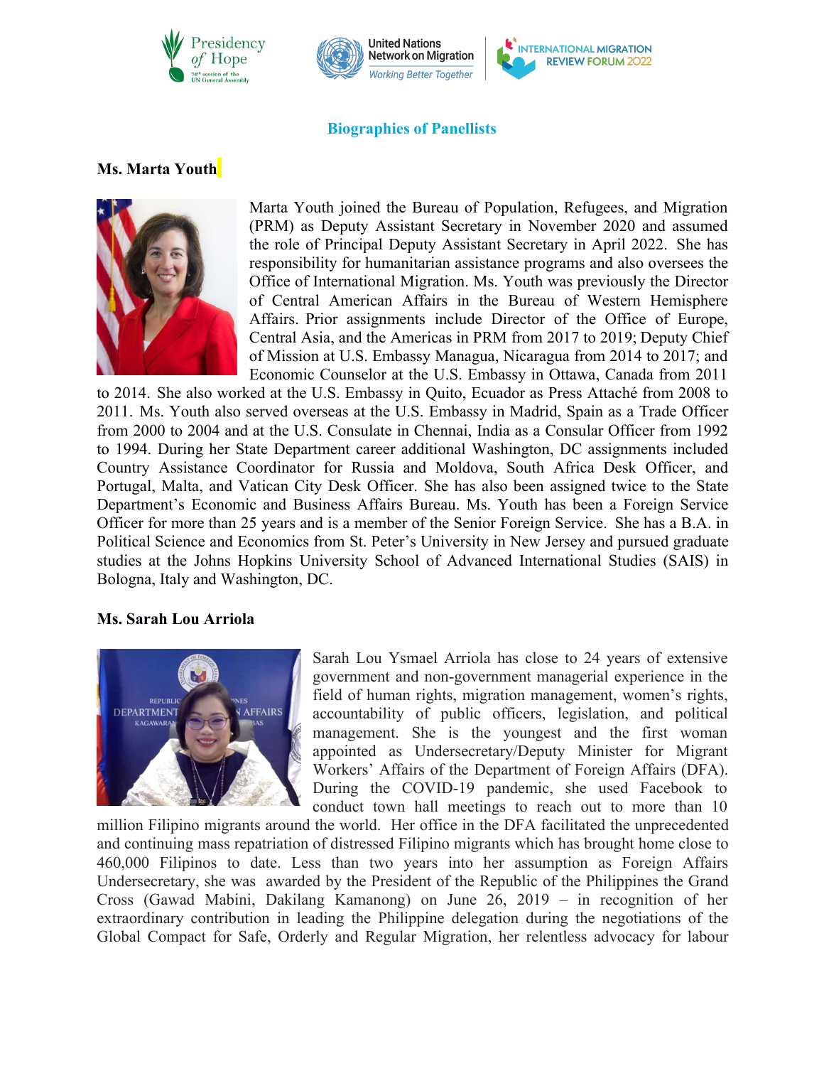## Biographies of Panellists

### Ms. Marta Youth

Marta Youth joined the Bureau of Population, Refugees, and Migration (PRM) as Deputy Assistant Secretary in November 2020 and assumed the role of Principal Deputy Assistant Secretary in April 2022. She has responsibility for humanitarian assistance programs and also oversees the Office of International Migration. Ms. Youth was previously the Director of Central American Affairs in the Bureau of Western Hemisphere Affairs. Prior assignments include Director of the Office of Europe, Central Asia, and the Americas in PRM from 2017 to 2019; Deputy Chief of Mission at U.S. Embassy Managua, Nicaragua from 2014 to 2017; and Economic Counselor at the U.S. Embassy in Ottawa, Canada from 2011 to 2014. She also worked at the U.S. Embassy in Quito, Ecuador as Press Attaché from 2008 to 2011. Ms. Youth also served overseas at the U.S. Embassy in Madrid, Spain as a Trade Officer from 2000 to 2004 and at the U.S. Consulate in Chennai, India as a Consular Officer from 1992 to 1994. During her State Department career additional Washington, DC assignments included Country Assistance Coordinator for Russia and Moldova, South Africa Desk Officer, and Portugal, Malta, and Vatican City Desk Officer. She has also been assigned twice to the State Department's Economic and Business Affairs Bureau. Ms. Youth has been a Foreign Service Officer for more than 25 years and is a member of the Senior Foreign Service. She has a B.A. in Political Science and Economics from St. Peter's University in New Jersey and pursued graduate studies at the Johns Hopkins University School of Advanced International Studies (SAIS) in Bologna, Italy and Washington, DC.

### Ms. Sarah Lou Arriola

Sarah Lou Ysmael Arriola has close to 24 years of extensive government and non-government managerial experience in the field of human rights, migration management, women's rights, accountability of public officers, legislation, and political management. She is the youngest and the first woman appointed as Undersecretary/Deputy Minister for Migrant Workers' Affairs of the Department of Foreign Affairs (DFA). During the COVID-19 pandemic, she used Facebook to conduct town hall meetings to reach out to more than 10 million Filipino migrants around the world. Her office in the DFA facilitated the unprecedented and continuing mass repatriation of distressed Filipino migrants which has brought home close to 460,000 Filipinos to date. Less than two years into her assumption as Foreign Affairs Undersecretary, she was awarded by the President of the Republic of the Philippines the Grand Cross (Gawad Mabini, Dakilang Kamanong) on June 26, 2019 – in recognition of her extraordinary contribution in leading the Philippine delegation during the negotiations of the Global Compact for Safe, Orderly and Regular Migration, her relentless advocacy for labour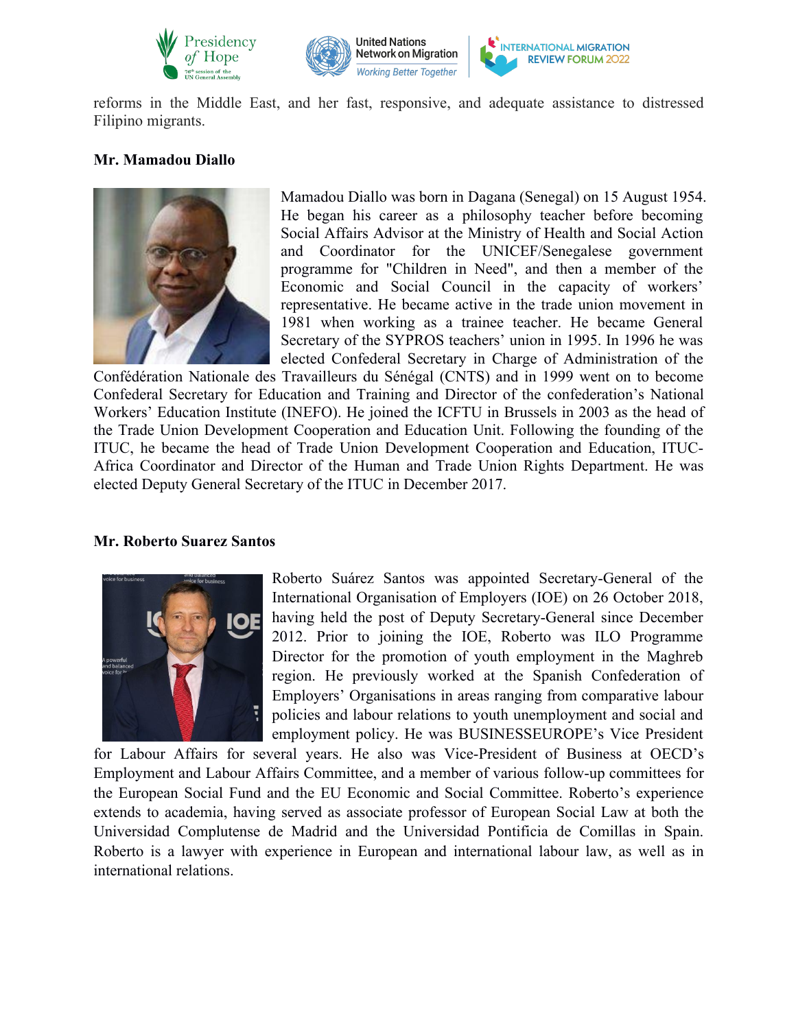reforms in the Middle East, and her fast, responsive, and adequate assistance to distressed Filipino migrants.

**Mr. Mamadou Diallo**

Mamadou Diallo was born in Dagana (Senegal) on 15 August 1954. He began his career as a philosophy teacher before becoming Social Affairs Advisor at the Ministry of Health and Social Action and Coordinator for the UNICEF/Senegalese government programme for "Children in Need", and then a member of the Economic and Social Council in the capacity of workers' representative. He became active in the trade union movement in 1981 when working as a trainee teacher. He became General Secretary of the SYPROS teachers' union in 1995. In 1996 he was elected Confederal Secretary in Charge of Administration of the Confédération Nationale des Travailleurs du Sénégal (CNTS) and in 1999 went on to become Confederal Secretary for Education and Training and Director of the confederation's National Workers' Education Institute (INEFO). He joined the ICFTU in Brussels in 2003 as the head of the Trade Union Development Cooperation and Education Unit. Following the founding of the ITUC, he became the head of Trade Union Development Cooperation and Education, ITUC-Africa Coordinator and Director of the Human and Trade Union Rights Department. He was elected Deputy General Secretary of the ITUC in December 2017.

**Mr. Roberto Suarez Santos**

Roberto Suárez Santos was appointed Secretary-General of the International Organisation of Employers (IOE) on 26 October 2018, having held the post of Deputy Secretary-General since December 2012. Prior to joining the IOE, Roberto was ILO Programme Director for the promotion of youth employment in the Maghreb region. He previously worked at the Spanish Confederation of Employers' Organisations in areas ranging from comparative labour policies and labour relations to youth unemployment and social and employment policy. He was BUSINESSEUROPE's Vice President for Labour Affairs for several years. He also was Vice-President of Business at OECD's Employment and Labour Affairs Committee, and a member of various follow-up committees for the European Social Fund and the EU Economic and Social Committee. Roberto's experience extends to academia, having served as associate professor of European Social Law at both the Universidad Complutense de Madrid and the Universidad Pontificia de Comillas in Spain. Roberto is a lawyer with experience in European and international labour law, as well as in international relations.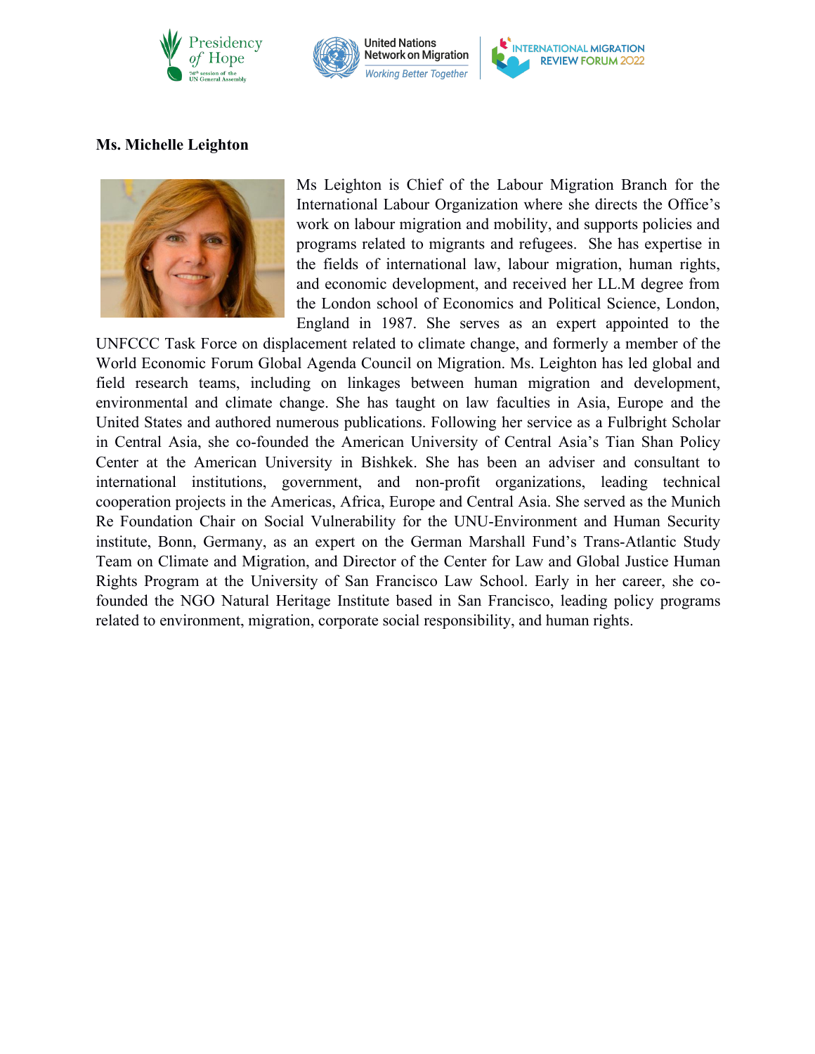**Ms. Michelle Leighton**

Ms Leighton is Chief of the Labour Migration Branch for the International Labour Organization where she directs the Office's work on labour migration and mobility, and supports policies and programs related to migrants and refugees. She has expertise in the fields of international law, labour migration, human rights, and economic development, and received her LL.M degree from the London school of Economics and Political Science, London, England in 1987. She serves as an expert appointed to the UNFCCC Task Force on displacement related to climate change, and formerly a member of the World Economic Forum Global Agenda Council on Migration. Ms. Leighton has led global and field research teams, including on linkages between human migration and development, environmental and climate change. She has taught on law faculties in Asia, Europe and the United States and authored numerous publications. Following her service as a Fulbright Scholar in Central Asia, she co-founded the American University of Central Asia's Tian Shan Policy Center at the American University in Bishkek. She has been an adviser and consultant to international institutions, government, and non-profit organizations, leading technical cooperation projects in the Americas, Africa, Europe and Central Asia. She served as the Munich Re Foundation Chair on Social Vulnerability for the UNU-Environment and Human Security institute, Bonn, Germany, as an expert on the German Marshall Fund's Trans-Atlantic Study Team on Climate and Migration, and Director of the Center for Law and Global Justice Human Rights Program at the University of San Francisco Law School. Early in her career, she co-founded the NGO Natural Heritage Institute based in San Francisco, leading policy programs related to environment, migration, corporate social responsibility, and human rights.